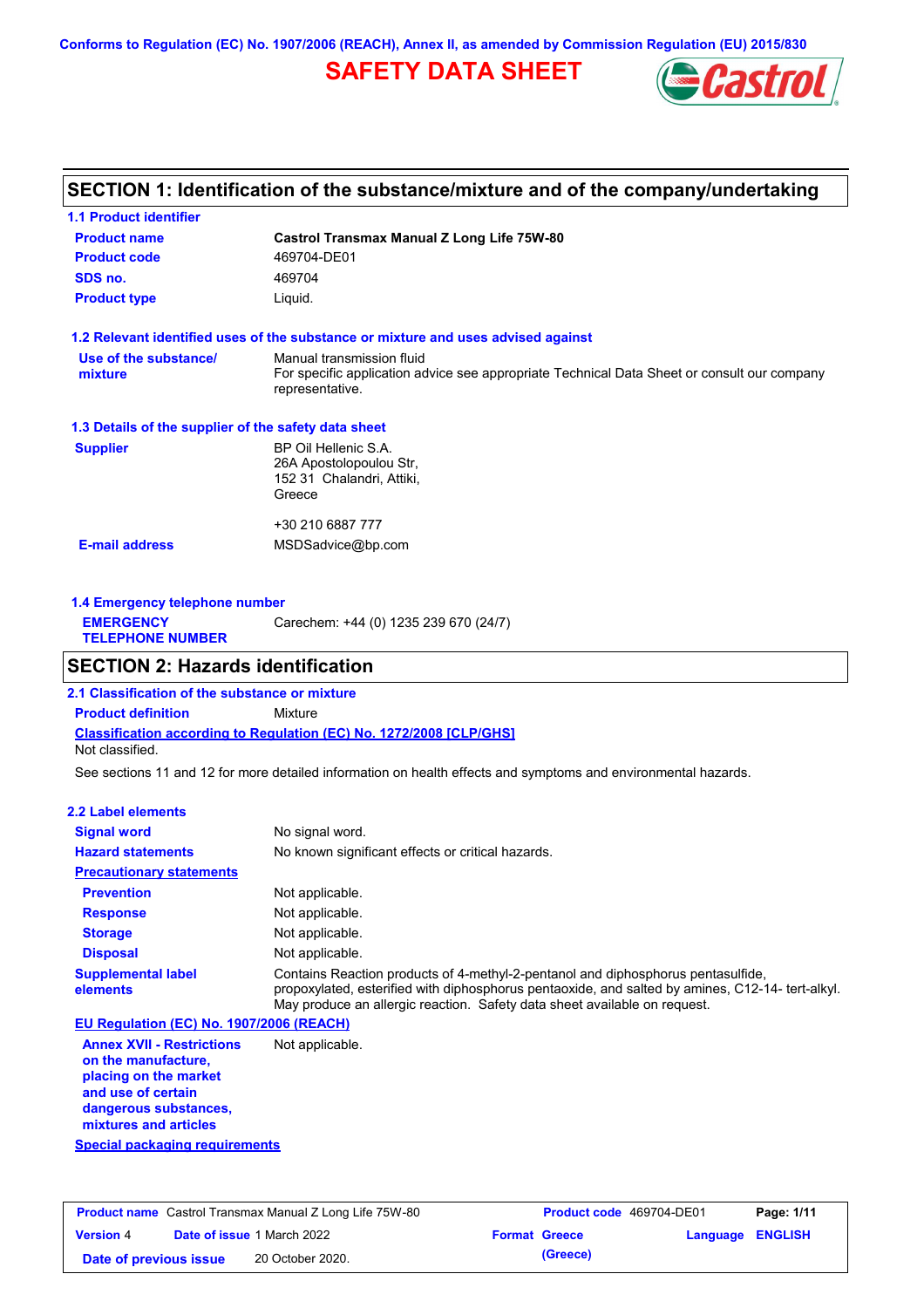Conforms to Regulation (EC) No. 1907/2006 (REACH), Annex II, as amended by Commission Regulation (EU) 2015/830

# SAFETY DATA SHEET

## SECTION 1: Identification of the substance/mixture and of the company/undertaking

### 1.1 Product identifier

| | |
|---|---|
| **Product name** | **Castrol Transmax Manual Z Long Life 75W-80** |
| **Product code** | 469704-DE01 |
| **SDS no.** | 469704 |
| **Product type** | Liquid. |

### 1.2 Relevant identified uses of the substance or mixture and uses advised against

| | |
|---|---|
| **Use of the substance/ mixture** | Manual transmission fluid<br>For specific application advice see appropriate Technical Data Sheet or consult our company representative. |

### 1.3 Details of the supplier of the safety data sheet

| | |
|---|---|
| **Supplier** | BP Oil Hellenic S.A.<br>26A Apostolopoulou Str,<br>152 31 Chalandri, Attiki,<br>Greece<br><br>+30 210 6887 777 |
| **E-mail address** | MSDSadvice@bp.com |

### 1.4 Emergency telephone number

| | |
|---|---|
| **EMERGENCY TELEPHONE NUMBER** | Carechem: +44 (0) 1235 239 670 (24/7) |

## SECTION 2: Hazards identification

### 2.1 Classification of the substance or mixture

**Product definition** Mixture

**Classification according to Regulation (EC) No. 1272/2008 [CLP/GHS]**

Not classified.

See sections 11 and 12 for more detailed information on health effects and symptoms and environmental hazards.

### 2.2 Label elements

| | |
|---|---|
| **Signal word** | No signal word. |
| **Hazard statements** | No known significant effects or critical hazards. |
| **Precautionary statements** | |
| **Prevention** | Not applicable. |
| **Response** | Not applicable. |
| **Storage** | Not applicable. |
| **Disposal** | Not applicable. |
| **Supplemental label elements** | Contains Reaction products of 4-methyl-2-pentanol and diphosphorus pentasulfide, propoxylated, esterified with diphosphorus pentaoxide, and salted by amines, C12-14- tert-alkyl. May produce an allergic reaction. Safety data sheet available on request. |

**EU Regulation (EC) No. 1907/2006 (REACH)**

| | |
|---|---|
| **Annex XVII - Restrictions on the manufacture, placing on the market and use of certain dangerous substances, mixtures and articles** | Not applicable. |

**Special packaging requirements**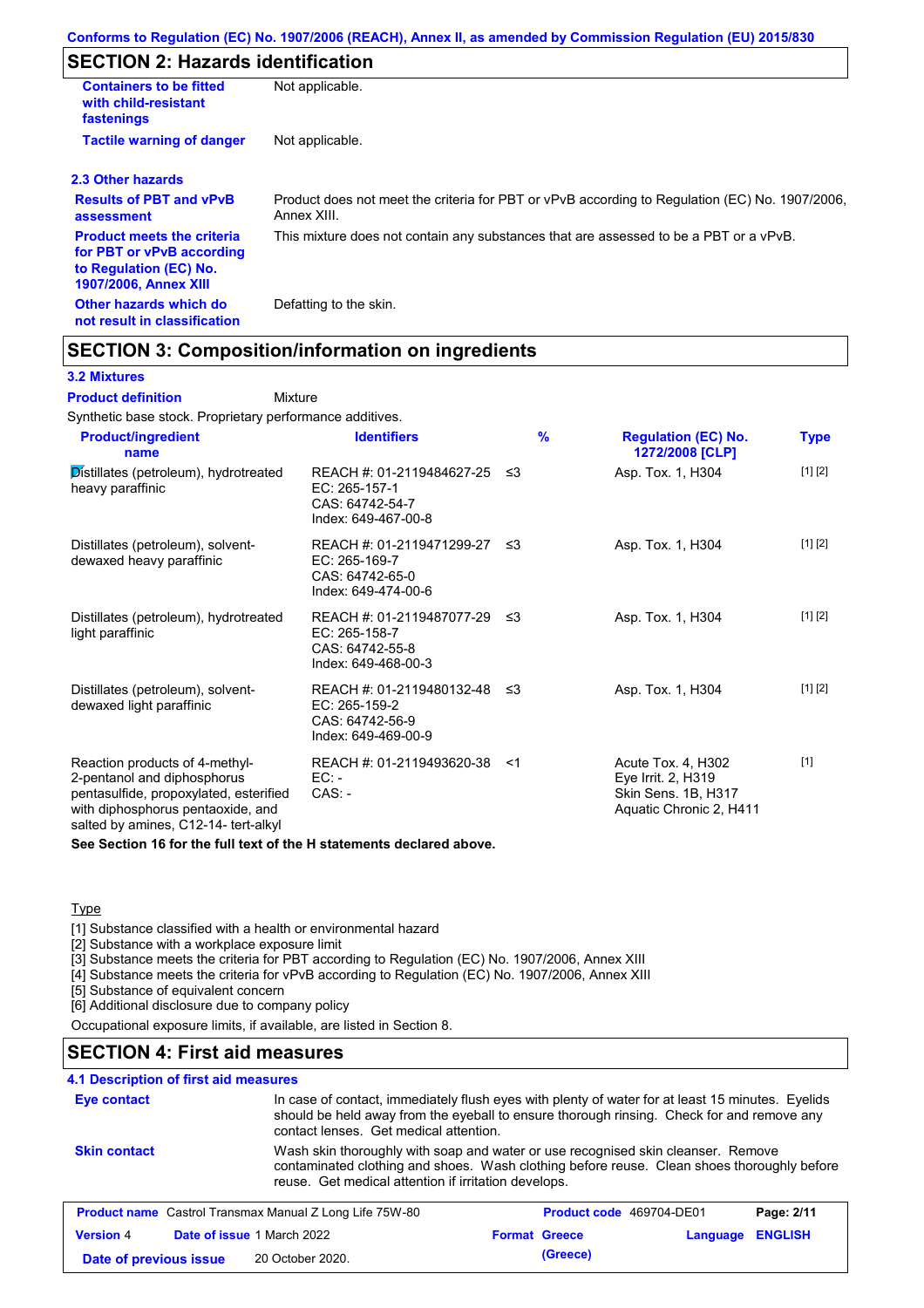## SECTION 2: Hazards identification

| | |
|---|---|
| **Containers to be fitted with child-resistant fastenings** | Not applicable. |
| **Tactile warning of danger** | Not applicable. |

### 2.3 Other hazards

| | |
|---|---|
| **Results of PBT and vPvB assessment** | Product does not meet the criteria for PBT or vPvB according to Regulation (EC) No. 1907/2006, Annex XIII. |
| **Product meets the criteria for PBT or vPvB according to Regulation (EC) No. 1907/2006, Annex XIII** | This mixture does not contain any substances that are assessed to be a PBT or a vPvB. |
| **Other hazards which do not result in classification** | Defatting to the skin. |

## SECTION 3: Composition/information on ingredients

### 3.2 Mixtures

**Product definition** Mixture

Synthetic base stock. Proprietary performance additives.

| Product/ingredient name | Identifiers | % | Regulation (EC) No. 1272/2008 [CLP] | Type |
|---|---|---|---|---|
| Distillates (petroleum), hydrotreated heavy paraffinic | REACH #: 01-2119484627-25<br>EC: 265-157-1<br>CAS: 64742-54-7<br>Index: 649-467-00-8 | ≤3 | Asp. Tox. 1, H304 | [1] [2] |
| Distillates (petroleum), solvent-dewaxed heavy paraffinic | REACH #: 01-2119471299-27<br>EC: 265-169-7<br>CAS: 64742-65-0<br>Index: 649-474-00-6 | ≤3 | Asp. Tox. 1, H304 | [1] [2] |
| Distillates (petroleum), hydrotreated light paraffinic | REACH #: 01-2119487077-29<br>EC: 265-158-7<br>CAS: 64742-55-8<br>Index: 649-468-00-3 | ≤3 | Asp. Tox. 1, H304 | [1] [2] |
| Distillates (petroleum), solvent-dewaxed light paraffinic | REACH #: 01-2119480132-48<br>EC: 265-159-2<br>CAS: 64742-56-9<br>Index: 649-469-00-9 | ≤3 | Asp. Tox. 1, H304 | [1] [2] |
| Reaction products of 4-methyl-2-pentanol and diphosphorus pentasulfide, propoxylated, esterified with diphosphorus pentaoxide, and salted by amines, C12-14- tert-alkyl | REACH #: 01-2119493620-38<br>EC: -<br>CAS: - | <1 | Acute Tox. 4, H302<br>Eye Irrit. 2, H319<br>Skin Sens. 1B, H317<br>Aquatic Chronic 2, H411 | [1] |

**See Section 16 for the full text of the H statements declared above.**

Type

[1] Substance classified with a health or environmental hazard
[2] Substance with a workplace exposure limit
[3] Substance meets the criteria for PBT according to Regulation (EC) No. 1907/2006, Annex XIII
[4] Substance meets the criteria for vPvB according to Regulation (EC) No. 1907/2006, Annex XIII
[5] Substance of equivalent concern
[6] Additional disclosure due to company policy

Occupational exposure limits, if available, are listed in Section 8.

## SECTION 4: First aid measures

### 4.1 Description of first aid measures

| | |
|---|---|
| **Eye contact** | In case of contact, immediately flush eyes with plenty of water for at least 15 minutes. Eyelids should be held away from the eyeball to ensure thorough rinsing. Check for and remove any contact lenses. Get medical attention. |
| **Skin contact** | Wash skin thoroughly with soap and water or use recognised skin cleanser. Remove contaminated clothing and shoes. Wash clothing before reuse. Clean shoes thoroughly before reuse. Get medical attention if irritation develops. |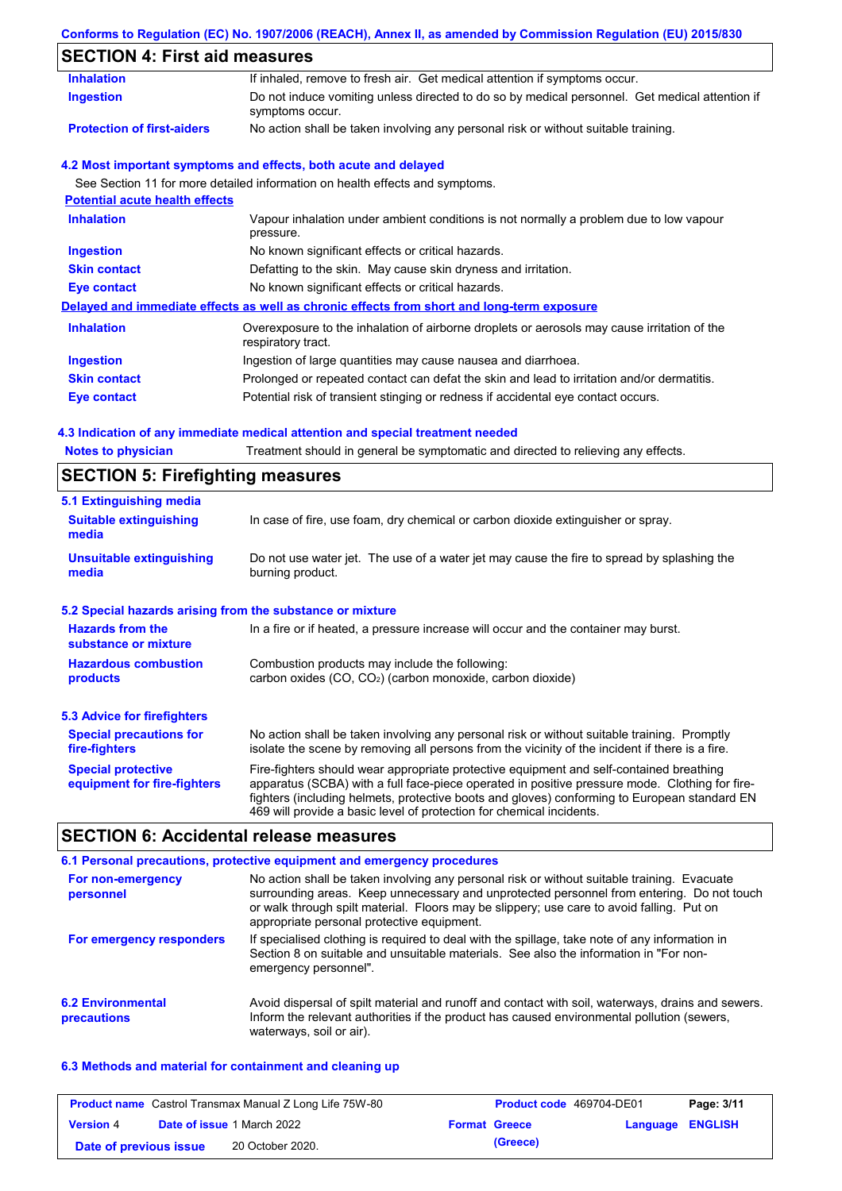## SECTION 4: First aid measures

| | |
|---|---|
| **Inhalation** | If inhaled, remove to fresh air. Get medical attention if symptoms occur. |
| **Ingestion** | Do not induce vomiting unless directed to do so by medical personnel. Get medical attention if symptoms occur. |
| **Protection of first-aiders** | No action shall be taken involving any personal risk or without suitable training. |

### 4.2 Most important symptoms and effects, both acute and delayed

See Section 11 for more detailed information on health effects and symptoms.

**Potential acute health effects**

| | |
|---|---|
| **Inhalation** | Vapour inhalation under ambient conditions is not normally a problem due to low vapour pressure. |
| **Ingestion** | No known significant effects or critical hazards. |
| **Skin contact** | Defatting to the skin. May cause skin dryness and irritation. |
| **Eye contact** | No known significant effects or critical hazards. |

**Delayed and immediate effects as well as chronic effects from short and long-term exposure**

| | |
|---|---|
| **Inhalation** | Overexposure to the inhalation of airborne droplets or aerosols may cause irritation of the respiratory tract. |
| **Ingestion** | Ingestion of large quantities may cause nausea and diarrhoea. |
| **Skin contact** | Prolonged or repeated contact can defat the skin and lead to irritation and/or dermatitis. |
| **Eye contact** | Potential risk of transient stinging or redness if accidental eye contact occurs. |

### 4.3 Indication of any immediate medical attention and special treatment needed

| | |
|---|---|
| **Notes to physician** | Treatment should in general be symptomatic and directed to relieving any effects. |

## SECTION 5: Firefighting measures

### 5.1 Extinguishing media

| | |
|---|---|
| **Suitable extinguishing media** | In case of fire, use foam, dry chemical or carbon dioxide extinguisher or spray. |
| **Unsuitable extinguishing media** | Do not use water jet. The use of a water jet may cause the fire to spread by splashing the burning product. |

### 5.2 Special hazards arising from the substance or mixture

| | |
|---|---|
| **Hazards from the substance or mixture** | In a fire or if heated, a pressure increase will occur and the container may burst. |
| **Hazardous combustion products** | Combustion products may include the following: carbon oxides (CO, $CO_2$) (carbon monoxide, carbon dioxide) |

### 5.3 Advice for firefighters

| | |
|---|---|
| **Special precautions for fire-fighters** | No action shall be taken involving any personal risk or without suitable training. Promptly isolate the scene by removing all persons from the vicinity of the incident if there is a fire. |
| **Special protective equipment for fire-fighters** | Fire-fighters should wear appropriate protective equipment and self-contained breathing apparatus (SCBA) with a full face-piece operated in positive pressure mode. Clothing for fire-fighters (including helmets, protective boots and gloves) conforming to European standard EN 469 will provide a basic level of protection for chemical incidents. |

## SECTION 6: Accidental release measures

### 6.1 Personal precautions, protective equipment and emergency procedures

| | |
|---|---|
| **For non-emergency personnel** | No action shall be taken involving any personal risk or without suitable training. Evacuate surrounding areas. Keep unnecessary and unprotected personnel from entering. Do not touch or walk through spilt material. Floors may be slippery; use care to avoid falling. Put on appropriate personal protective equipment. |
| **For emergency responders** | If specialised clothing is required to deal with the spillage, take note of any information in Section 8 on suitable and unsuitable materials. See also the information in "For non-emergency personnel". |

| | |
|---|---|
| **6.2 Environmental precautions** | Avoid dispersal of spilt material and runoff and contact with soil, waterways, drains and sewers. Inform the relevant authorities if the product has caused environmental pollution (sewers, waterways, soil or air). |

### 6.3 Methods and material for containment and cleaning up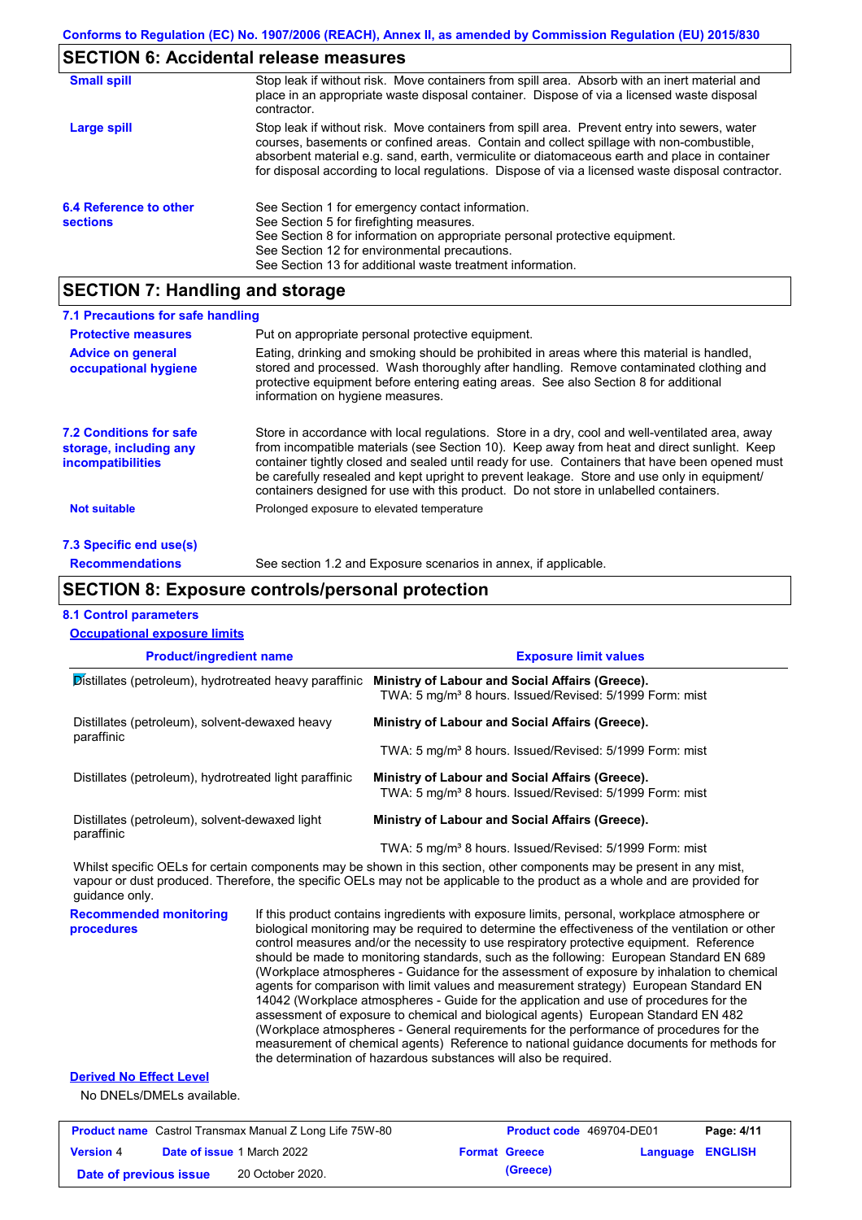## SECTION 6: Accidental release measures

**Small spill**

Stop leak if without risk. Move containers from spill area. Absorb with an inert material and place in an appropriate waste disposal container. Dispose of via a licensed waste disposal contractor.

**Large spill**

Stop leak if without risk. Move containers from spill area. Prevent entry into sewers, water courses, basements or confined areas. Contain and collect spillage with non-combustible, absorbent material e.g. sand, earth, vermiculite or diatomaceous earth and place in container for disposal according to local regulations. Dispose of via a licensed waste disposal contractor.

**6.4 Reference to other sections**

See Section 1 for emergency contact information.
See Section 5 for firefighting measures.
See Section 8 for information on appropriate personal protective equipment.
See Section 12 for environmental precautions.
See Section 13 for additional waste treatment information.

## SECTION 7: Handling and storage

### 7.1 Precautions for safe handling

**Protective measures**

Put on appropriate personal protective equipment.

**Advice on general occupational hygiene**

Eating, drinking and smoking should be prohibited in areas where this material is handled, stored and processed. Wash thoroughly after handling. Remove contaminated clothing and protective equipment before entering eating areas. See also Section 8 for additional information on hygiene measures.

**7.2 Conditions for safe storage, including any incompatibilities**

Store in accordance with local regulations. Store in a dry, cool and well-ventilated area, away from incompatible materials (see Section 10). Keep away from heat and direct sunlight. Keep container tightly closed and sealed until ready for use. Containers that have been opened must be carefully resealed and kept upright to prevent leakage. Store and use only in equipment/containers designed for use with this product. Do not store in unlabelled containers.

**Not suitable**

Prolonged exposure to elevated temperature

### 7.3 Specific end use(s)

**Recommendations**

See section 1.2 and Exposure scenarios in annex, if applicable.

## SECTION 8: Exposure controls/personal protection

### 8.1 Control parameters

**Occupational exposure limits**

| Product/ingredient name | Exposure limit values |
|---|---|
| Distillates (petroleum), hydrotreated heavy paraffinic | **Ministry of Labour and Social Affairs (Greece).** TWA: 5 mg/m³ 8 hours. Issued/Revised: 5/1999 Form: mist |
| Distillates (petroleum), solvent-dewaxed heavy paraffinic | **Ministry of Labour and Social Affairs (Greece).** TWA: 5 mg/m³ 8 hours. Issued/Revised: 5/1999 Form: mist |
| Distillates (petroleum), hydrotreated light paraffinic | **Ministry of Labour and Social Affairs (Greece).** TWA: 5 mg/m³ 8 hours. Issued/Revised: 5/1999 Form: mist |
| Distillates (petroleum), solvent-dewaxed light paraffinic | **Ministry of Labour and Social Affairs (Greece).** TWA: 5 mg/m³ 8 hours. Issued/Revised: 5/1999 Form: mist |

Whilst specific OELs for certain components may be shown in this section, other components may be present in any mist, vapour or dust produced. Therefore, the specific OELs may not be applicable to the product as a whole and are provided for guidance only.

**Recommended monitoring procedures**

If this product contains ingredients with exposure limits, personal, workplace atmosphere or biological monitoring may be required to determine the effectiveness of the ventilation or other control measures and/or the necessity to use respiratory protective equipment. Reference should be made to monitoring standards, such as the following: European Standard EN 689 (Workplace atmospheres - Guidance for the assessment of exposure by inhalation to chemical agents for comparison with limit values and measurement strategy) European Standard EN 14042 (Workplace atmospheres - Guide for the application and use of procedures for the assessment of exposure to chemical and biological agents) European Standard EN 482 (Workplace atmospheres - General requirements for the performance of procedures for the measurement of chemical agents) Reference to national guidance documents for methods for the determination of hazardous substances will also be required.

**Derived No Effect Level**

No DNELs/DMELs available.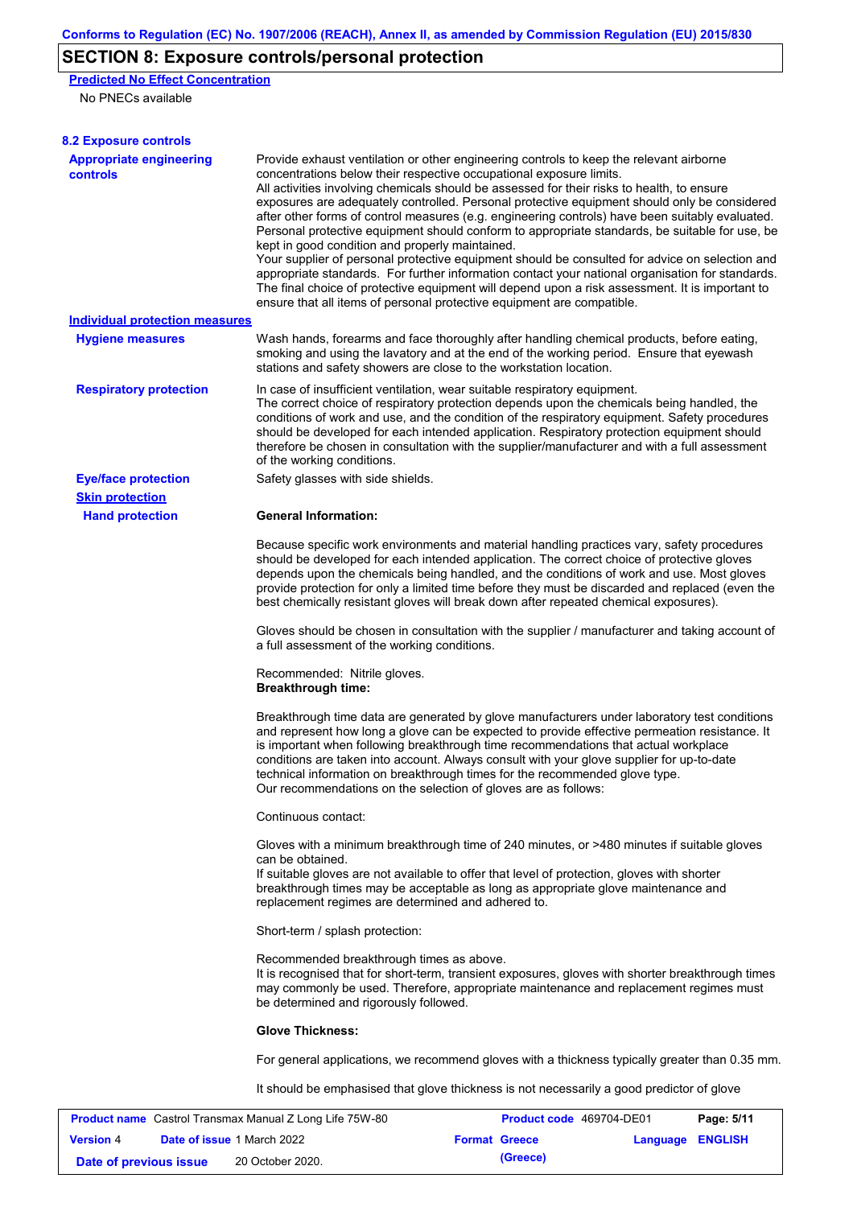## SECTION 8: Exposure controls/personal protection

**Predicted No Effect Concentration**

No PNECs available

**8.2 Exposure controls**

**Appropriate engineering controls**

Provide exhaust ventilation or other engineering controls to keep the relevant airborne concentrations below their respective occupational exposure limits.
All activities involving chemicals should be assessed for their risks to health, to ensure exposures are adequately controlled. Personal protective equipment should only be considered after other forms of control measures (e.g. engineering controls) have been suitably evaluated. Personal protective equipment should conform to appropriate standards, be suitable for use, be kept in good condition and properly maintained.
Your supplier of personal protective equipment should be consulted for advice on selection and appropriate standards. For further information contact your national organisation for standards. The final choice of protective equipment will depend upon a risk assessment. It is important to ensure that all items of personal protective equipment are compatible.

**Individual protection measures**

**Hygiene measures**

Wash hands, forearms and face thoroughly after handling chemical products, before eating, smoking and using the lavatory and at the end of the working period. Ensure that eyewash stations and safety showers are close to the workstation location.

**Respiratory protection**

In case of insufficient ventilation, wear suitable respiratory equipment.
The correct choice of respiratory protection depends upon the chemicals being handled, the conditions of work and use, and the condition of the respiratory equipment. Safety procedures should be developed for each intended application. Respiratory protection equipment should therefore be chosen in consultation with the supplier/manufacturer and with a full assessment of the working conditions.

**Eye/face protection**

Safety glasses with side shields.

**Skin protection**

**Hand protection**

**General Information:**

Because specific work environments and material handling practices vary, safety procedures should be developed for each intended application. The correct choice of protective gloves depends upon the chemicals being handled, and the conditions of work and use. Most gloves provide protection for only a limited time before they must be discarded and replaced (even the best chemically resistant gloves will break down after repeated chemical exposures).

Gloves should be chosen in consultation with the supplier / manufacturer and taking account of a full assessment of the working conditions.

Recommended: Nitrile gloves.
**Breakthrough time:**

Breakthrough time data are generated by glove manufacturers under laboratory test conditions and represent how long a glove can be expected to provide effective permeation resistance. It is important when following breakthrough time recommendations that actual workplace conditions are taken into account. Always consult with your glove supplier for up-to-date technical information on breakthrough times for the recommended glove type.
Our recommendations on the selection of gloves are as follows:

Continuous contact:

Gloves with a minimum breakthrough time of 240 minutes, or >480 minutes if suitable gloves can be obtained.
If suitable gloves are not available to offer that level of protection, gloves with shorter breakthrough times may be acceptable as long as appropriate glove maintenance and replacement regimes are determined and adhered to.

Short-term / splash protection:

Recommended breakthrough times as above.
It is recognised that for short-term, transient exposures, gloves with shorter breakthrough times may commonly be used. Therefore, appropriate maintenance and replacement regimes must be determined and rigorously followed.

**Glove Thickness:**

For general applications, we recommend gloves with a thickness typically greater than 0.35 mm.

It should be emphasised that glove thickness is not necessarily a good predictor of glove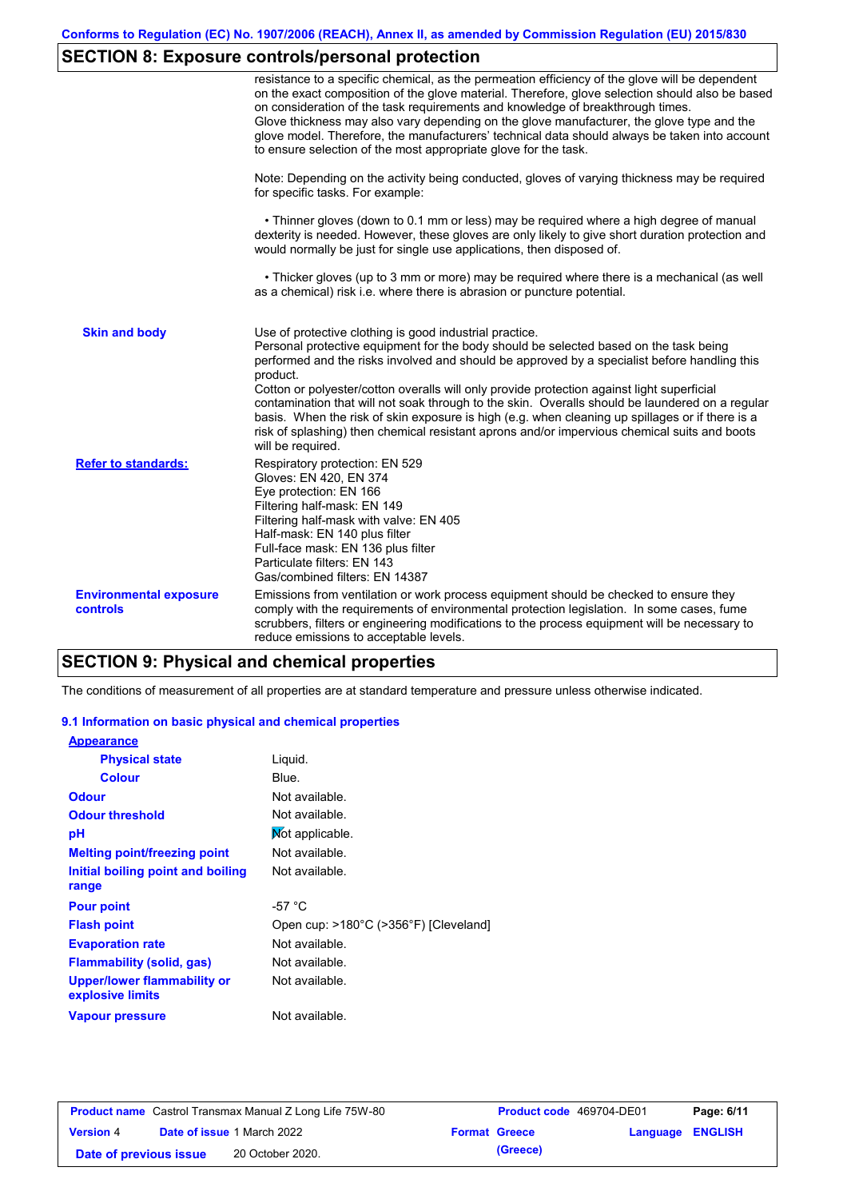## SECTION 8: Exposure controls/personal protection

resistance to a specific chemical, as the permeation efficiency of the glove will be dependent on the exact composition of the glove material. Therefore, glove selection should also be based on consideration of the task requirements and knowledge of breakthrough times.
Glove thickness may also vary depending on the glove manufacturer, the glove type and the glove model. Therefore, the manufacturers' technical data should always be taken into account to ensure selection of the most appropriate glove for the task.

Note: Depending on the activity being conducted, gloves of varying thickness may be required for specific tasks. For example:

• Thinner gloves (down to 0.1 mm or less) may be required where a high degree of manual dexterity is needed. However, these gloves are only likely to give short duration protection and would normally be just for single use applications, then disposed of.

• Thicker gloves (up to 3 mm or more) may be required where there is a mechanical (as well as a chemical) risk i.e. where there is abrasion or puncture potential.

**Skin and body**

Use of protective clothing is good industrial practice.
Personal protective equipment for the body should be selected based on the task being performed and the risks involved and should be approved by a specialist before handling this product.
Cotton or polyester/cotton overalls will only provide protection against light superficial contamination that will not soak through to the skin. Overalls should be laundered on a regular basis. When the risk of skin exposure is high (e.g. when cleaning up spillages or if there is a risk of splashing) then chemical resistant aprons and/or impervious chemical suits and boots will be required.

**Refer to standards:**

Respiratory protection: EN 529
Gloves: EN 420, EN 374
Eye protection: EN 166
Filtering half-mask: EN 149
Filtering half-mask with valve: EN 405
Half-mask: EN 140 plus filter
Full-face mask: EN 136 plus filter
Particulate filters: EN 143
Gas/combined filters: EN 14387

**Environmental exposure controls**

Emissions from ventilation or work process equipment should be checked to ensure they comply with the requirements of environmental protection legislation. In some cases, fume scrubbers, filters or engineering modifications to the process equipment will be necessary to reduce emissions to acceptable levels.

## SECTION 9: Physical and chemical properties

The conditions of measurement of all properties are at standard temperature and pressure unless otherwise indicated.

### 9.1 Information on basic physical and chemical properties

| Property | Value |
|---|---|
| **Appearance** | |
| Physical state | Liquid. |
| Colour | Blue. |
| Odour | Not available. |
| Odour threshold | Not available. |
| pH | Not applicable. |
| Melting point/freezing point | Not available. |
| Initial boiling point and boiling range | Not available. |
| Pour point | -57 °C |
| Flash point | Open cup: >180°C (>356°F) [Cleveland] |
| Evaporation rate | Not available. |
| Flammability (solid, gas) | Not available. |
| Upper/lower flammability or explosive limits | Not available. |
| Vapour pressure | Not available. |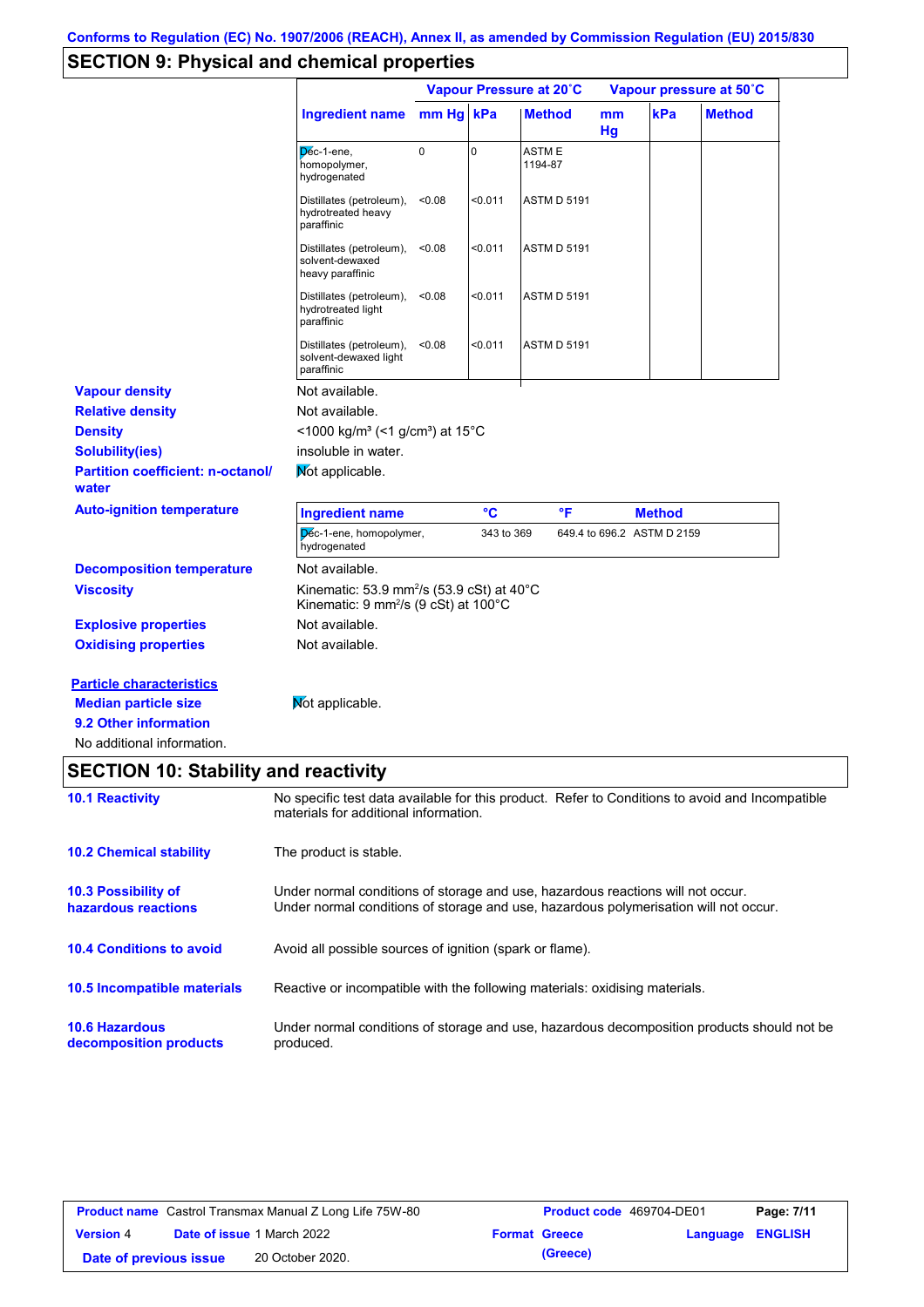Conforms to Regulation (EC) No. 1907/2006 (REACH), Annex II, as amended by Commission Regulation (EU) 2015/830

## SECTION 9: Physical and chemical properties

| Ingredient name | Vapour Pressure at 20˚C mm Hg | Vapour Pressure at 20˚C kPa | Vapour Pressure at 20˚C Method | Vapour pressure at 50˚C mm Hg | Vapour pressure at 50˚C kPa | Vapour pressure at 50˚C Method |
|---|---|---|---|---|---|---|
| Dec-1-ene, homopolymer, hydrogenated | 0 | 0 | ASTM E 1194-87 | | | |
| Distillates (petroleum), hydrotreated heavy paraffinic | <0.08 | <0.011 | ASTM D 5191 | | | |
| Distillates (petroleum), solvent-dewaxed heavy paraffinic | <0.08 | <0.011 | ASTM D 5191 | | | |
| Distillates (petroleum), hydrotreated light paraffinic | <0.08 | <0.011 | ASTM D 5191 | | | |
| Distillates (petroleum), solvent-dewaxed light paraffinic | <0.08 | <0.011 | ASTM D 5191 | | | |

**Vapour density** Not available.

**Relative density** Not available.

**Density** <1000 kg/m³ (<1 g/cm³) at 15°C

**Solubility(ies)** insoluble in water.

**Partition coefficient: n-octanol/ water** Not applicable.

**Auto-ignition temperature**

| Ingredient name | °C | °F | Method |
|---|---|---|---|
| Dec-1-ene, homopolymer, hydrogenated | 343 to 369 | 649.4 to 696.2 | ASTM D 2159 |

**Decomposition temperature** Not available.

**Viscosity** Kinematic: 53.9 mm²/s (53.9 cSt) at 40°C
Kinematic: 9 mm²/s (9 cSt) at 100°C

**Explosive properties** Not available.

**Oxidising properties** Not available.

**Particle characteristics**

**Median particle size** Not applicable.

**9.2 Other information**

No additional information.

## SECTION 10: Stability and reactivity

**10.1 Reactivity** No specific test data available for this product. Refer to Conditions to avoid and Incompatible materials for additional information.

**10.2 Chemical stability** The product is stable.

**10.3 Possibility of hazardous reactions** Under normal conditions of storage and use, hazardous reactions will not occur.
Under normal conditions of storage and use, hazardous polymerisation will not occur.

**10.4 Conditions to avoid** Avoid all possible sources of ignition (spark or flame).

**10.5 Incompatible materials** Reactive or incompatible with the following materials: oxidising materials.

**10.6 Hazardous decomposition products** Under normal conditions of storage and use, hazardous decomposition products should not be produced.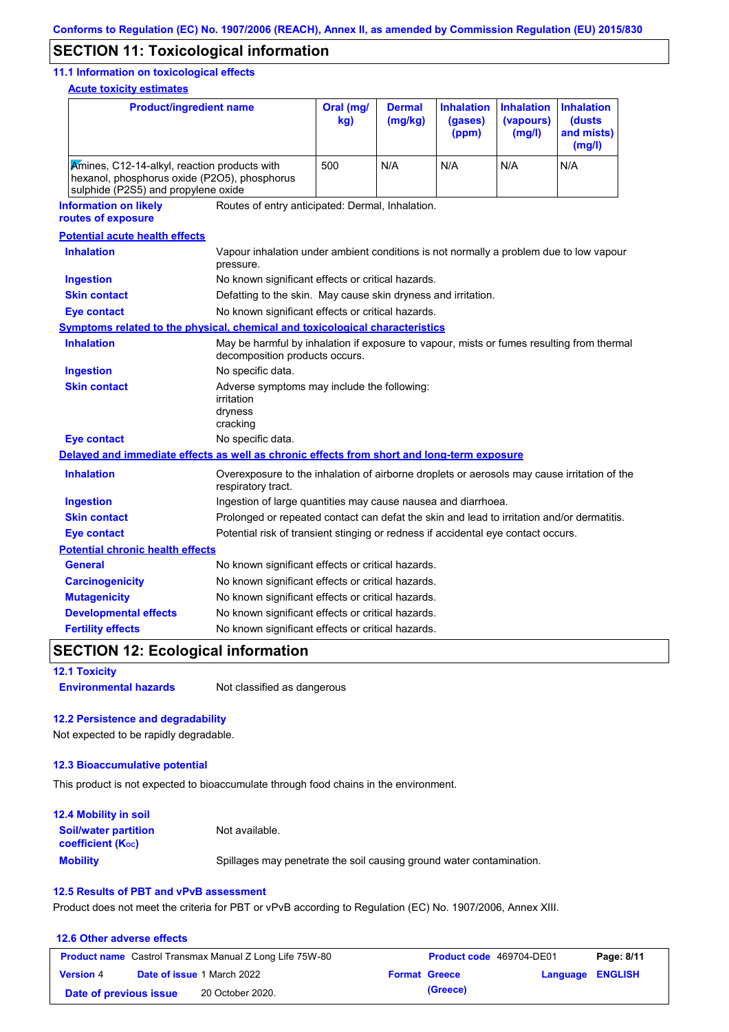## SECTION 11: Toxicological information

### 11.1 Information on toxicological effects

**Acute toxicity estimates**

| Product/ingredient name | Oral (mg/kg) | Dermal (mg/kg) | Inhalation (gases) (ppm) | Inhalation (vapours) (mg/l) | Inhalation (dusts and mists) (mg/l) |
|---|---|---|---|---|---|
| Amines, C12-14-alkyl, reaction products with hexanol, phosphorus oxide (P2O5), phosphorus sulphide (P2S5) and propylene oxide | 500 | N/A | N/A | N/A | N/A |

**Information on likely routes of exposure**: Routes of entry anticipated: Dermal, Inhalation.

**Potential acute health effects**

- **Inhalation**: Vapour inhalation under ambient conditions is not normally a problem due to low vapour pressure.
- **Ingestion**: No known significant effects or critical hazards.
- **Skin contact**: Defatting to the skin. May cause skin dryness and irritation.
- **Eye contact**: No known significant effects or critical hazards.

**Symptoms related to the physical, chemical and toxicological characteristics**

- **Inhalation**: May be harmful by inhalation if exposure to vapour, mists or fumes resulting from thermal decomposition products occurs.
- **Ingestion**: No specific data.
- **Skin contact**: Adverse symptoms may include the following:
  irritation
  dryness
  cracking
- **Eye contact**: No specific data.

**Delayed and immediate effects as well as chronic effects from short and long-term exposure**

- **Inhalation**: Overexposure to the inhalation of airborne droplets or aerosols may cause irritation of the respiratory tract.
- **Ingestion**: Ingestion of large quantities may cause nausea and diarrhoea.
- **Skin contact**: Prolonged or repeated contact can defat the skin and lead to irritation and/or dermatitis.
- **Eye contact**: Potential risk of transient stinging or redness if accidental eye contact occurs.

**Potential chronic health effects**

- **General**: No known significant effects or critical hazards.
- **Carcinogenicity**: No known significant effects or critical hazards.
- **Mutagenicity**: No known significant effects or critical hazards.
- **Developmental effects**: No known significant effects or critical hazards.
- **Fertility effects**: No known significant effects or critical hazards.

## SECTION 12: Ecological information

### 12.1 Toxicity

**Environmental hazards**: Not classified as dangerous

### 12.2 Persistence and degradability

Not expected to be rapidly degradable.

### 12.3 Bioaccumulative potential

This product is not expected to bioaccumulate through food chains in the environment.

### 12.4 Mobility in soil

**Soil/water partition coefficient ($K_{OC}$)**: Not available.

**Mobility**: Spillages may penetrate the soil causing ground water contamination.

### 12.5 Results of PBT and vPvB assessment

Product does not meet the criteria for PBT or vPvB according to Regulation (EC) No. 1907/2006, Annex XIII.

### 12.6 Other adverse effects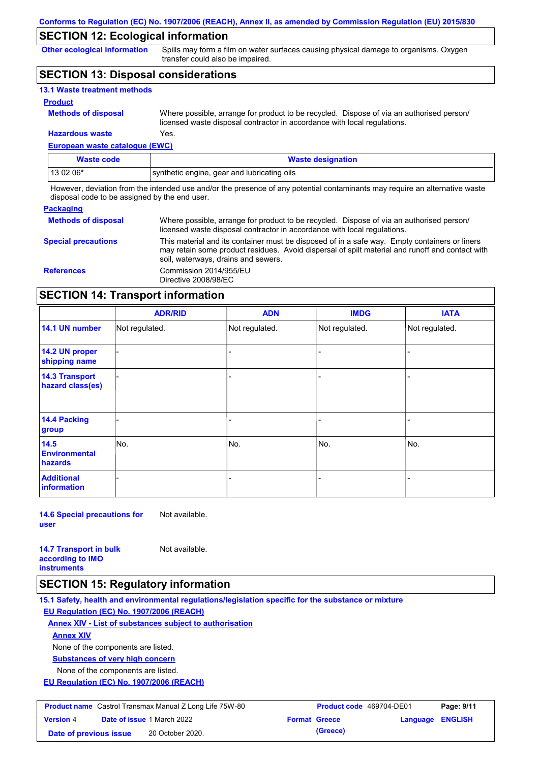## SECTION 12: Ecological information

**Other ecological information**: Spills may form a film on water surfaces causing physical damage to organisms. Oxygen transfer could also be impaired.

## SECTION 13: Disposal considerations

### 13.1 Waste treatment methods

**Product**

**Methods of disposal**: Where possible, arrange for product to be recycled. Dispose of via an authorised person/ licensed waste disposal contractor in accordance with local regulations.

**Hazardous waste**: Yes.

**European waste catalogue (EWC)**

| Waste code | Waste designation |
|---|---|
| 13 02 06* | synthetic engine, gear and lubricating oils |

However, deviation from the intended use and/or the presence of any potential contaminants may require an alternative waste disposal code to be assigned by the end user.

**Packaging**

**Methods of disposal**: Where possible, arrange for product to be recycled. Dispose of via an authorised person/ licensed waste disposal contractor in accordance with local regulations.

**Special precautions**: This material and its container must be disposed of in a safe way. Empty containers or liners may retain some product residues. Avoid dispersal of spilt material and runoff and contact with soil, waterways, drains and sewers.

**References**: Commission 2014/955/EU
Directive 2008/98/EC

## SECTION 14: Transport information

| | ADR/RID | ADN | IMDG | IATA |
|---|---|---|---|---|
| 14.1 UN number | Not regulated. | Not regulated. | Not regulated. | Not regulated. |
| 14.2 UN proper shipping name | - | - | - | - |
| 14.3 Transport hazard class(es) | - | - | - | - |
| 14.4 Packing group | - | - | - | - |
| 14.5 Environmental hazards | No. | No. | No. | No. |
| Additional information | - | - | - | - |

**14.6 Special precautions for user**: Not available.

**14.7 Transport in bulk according to IMO instruments**: Not available.

## SECTION 15: Regulatory information

### 15.1 Safety, health and environmental regulations/legislation specific for the substance or mixture

**EU Regulation (EC) No. 1907/2006 (REACH)**

**Annex XIV - List of substances subject to authorisation**

**Annex XIV**

None of the components are listed.

**Substances of very high concern**

None of the components are listed.

**EU Regulation (EC) No. 1907/2006 (REACH)**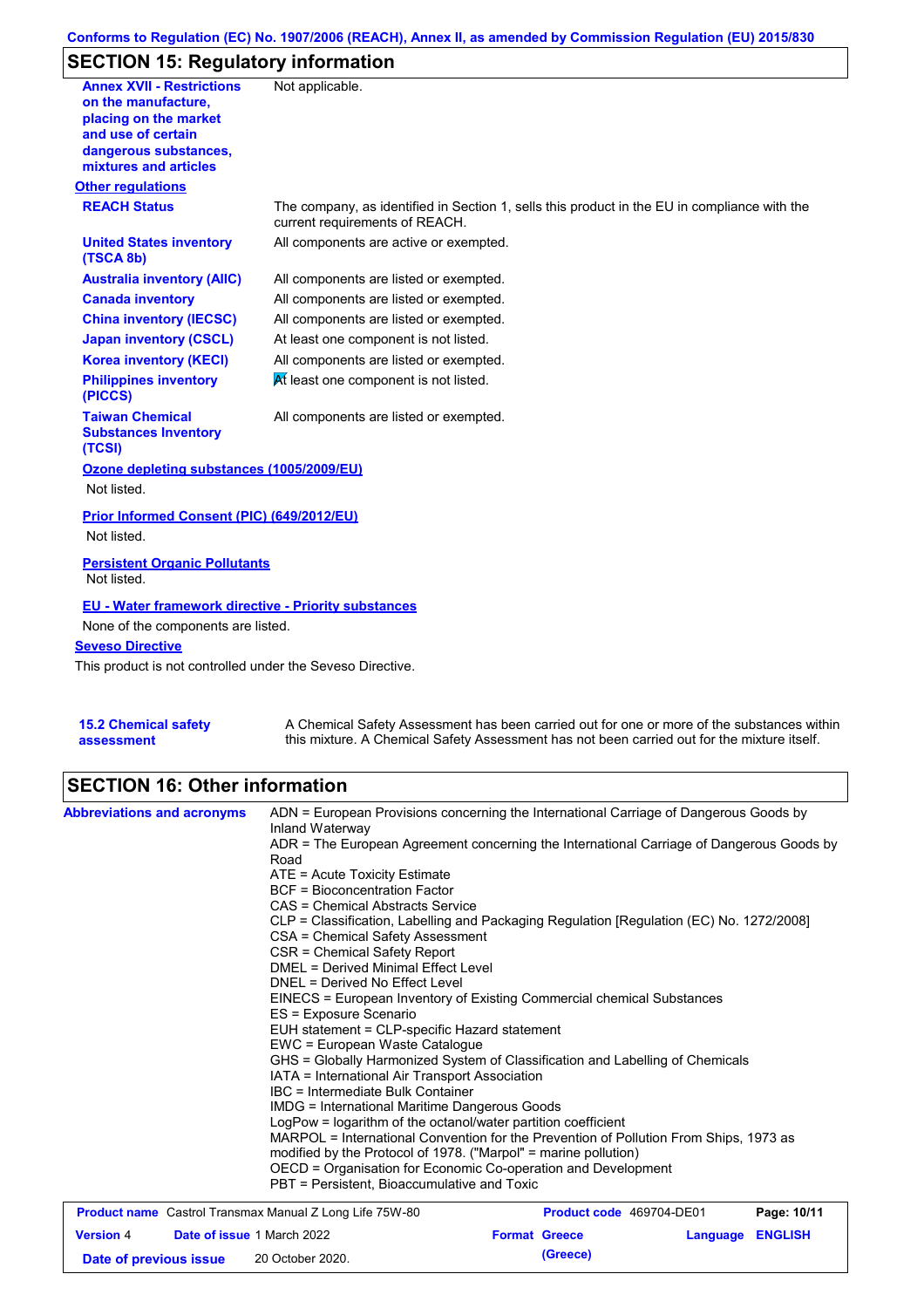## SECTION 15: Regulatory information

| | |
|---|---|
| **Annex XVII - Restrictions on the manufacture, placing on the market and use of certain dangerous substances, mixtures and articles** | Not applicable. |

**Other regulations**

| | |
|---|---|
| **REACH Status** | The company, as identified in Section 1, sells this product in the EU in compliance with the current requirements of REACH. |
| **United States inventory (TSCA 8b)** | All components are active or exempted. |
| **Australia inventory (AIIC)** | All components are listed or exempted. |
| **Canada inventory** | All components are listed or exempted. |
| **China inventory (IECSC)** | All components are listed or exempted. |
| **Japan inventory (CSCL)** | At least one component is not listed. |
| **Korea inventory (KECI)** | All components are listed or exempted. |
| **Philippines inventory (PICCS)** | At least one component is not listed. |
| **Taiwan Chemical Substances Inventory (TCSI)** | All components are listed or exempted. |

**Ozone depleting substances (1005/2009/EU)**

Not listed.

**Prior Informed Consent (PIC) (649/2012/EU)**

Not listed.

**Persistent Organic Pollutants**

Not listed.

**EU - Water framework directive - Priority substances**

None of the components are listed.

**Seveso Directive**

This product is not controlled under the Seveso Directive.

**15.2 Chemical safety assessment**: A Chemical Safety Assessment has been carried out for one or more of the substances within this mixture. A Chemical Safety Assessment has not been carried out for the mixture itself.

## SECTION 16: Other information

**Abbreviations and acronyms**

ADN = European Provisions concerning the International Carriage of Dangerous Goods by Inland Waterway
ADR = The European Agreement concerning the International Carriage of Dangerous Goods by Road
ATE = Acute Toxicity Estimate
BCF = Bioconcentration Factor
CAS = Chemical Abstracts Service
CLP = Classification, Labelling and Packaging Regulation [Regulation (EC) No. 1272/2008]
CSA = Chemical Safety Assessment
CSR = Chemical Safety Report
DMEL = Derived Minimal Effect Level
DNEL = Derived No Effect Level
EINECS = European Inventory of Existing Commercial chemical Substances
ES = Exposure Scenario
EUH statement = CLP-specific Hazard statement
EWC = European Waste Catalogue
GHS = Globally Harmonized System of Classification and Labelling of Chemicals
IATA = International Air Transport Association
IBC = Intermediate Bulk Container
IMDG = International Maritime Dangerous Goods
LogPow = logarithm of the octanol/water partition coefficient
MARPOL = International Convention for the Prevention of Pollution From Ships, 1973 as modified by the Protocol of 1978. ("Marpol" = marine pollution)
OECD = Organisation for Economic Co-operation and Development
PBT = Persistent, Bioaccumulative and Toxic

| | | | |
|---|---|---|---|
| **Product name** Castrol Transmax Manual Z Long Life 75W-80 | | **Product code** 469704-DE01 | |
| **Version** 4 | **Date of issue** 1 March 2022 | **Format** Greece (Greece) | **Language** ENGLISH |
| **Date of previous issue** | 20 October 2020. | | |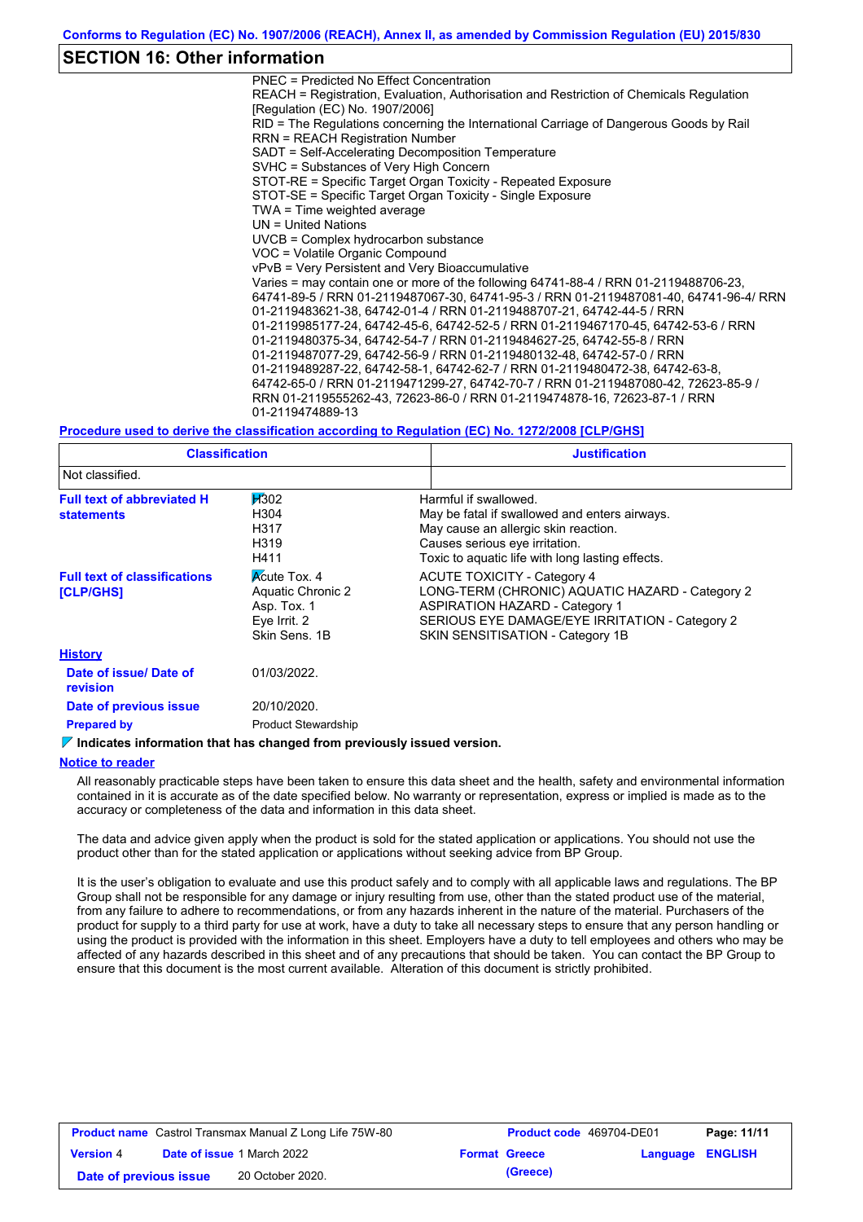Conforms to Regulation (EC) No. 1907/2006 (REACH), Annex II, as amended by Commission Regulation (EU) 2015/830

## SECTION 16: Other information

PNEC = Predicted No Effect Concentration
REACH = Registration, Evaluation, Authorisation and Restriction of Chemicals Regulation [Regulation (EC) No. 1907/2006]
RID = The Regulations concerning the International Carriage of Dangerous Goods by Rail
RRN = REACH Registration Number
SADT = Self-Accelerating Decomposition Temperature
SVHC = Substances of Very High Concern
STOT-RE = Specific Target Organ Toxicity - Repeated Exposure
STOT-SE = Specific Target Organ Toxicity - Single Exposure
TWA = Time weighted average
UN = United Nations
UVCB = Complex hydrocarbon substance
VOC = Volatile Organic Compound
vPvB = Very Persistent and Very Bioaccumulative
Varies = may contain one or more of the following 64741-88-4 / RRN 01-2119488706-23, 64741-89-5 / RRN 01-2119487067-30, 64741-95-3 / RRN 01-2119487081-40, 64741-96-4/ RRN 01-2119483621-38, 64742-01-4 / RRN 01-2119488707-21, 64742-44-5 / RRN 01-2119985177-24, 64742-45-6, 64742-52-5 / RRN 01-2119467170-45, 64742-53-6 / RRN 01-2119480375-34, 64742-54-7 / RRN 01-2119484627-25, 64742-55-8 / RRN 01-2119487077-29, 64742-56-9 / RRN 01-2119480132-48, 64742-57-0 / RRN 01-2119489287-22, 64742-58-1, 64742-62-7 / RRN 01-2119480472-38, 64742-63-8, 64742-65-0 / RRN 01-2119471299-27, 64742-70-7 / RRN 01-2119487080-42, 72623-85-9 / RRN 01-2119555262-43, 72623-86-0 / RRN 01-2119474878-16, 72623-87-1 / RRN 01-2119474889-13

**Procedure used to derive the classification according to Regulation (EC) No. 1272/2008 [CLP/GHS]**

| Classification | Justification |
|---|---|
| Not classified. | |

**Full text of abbreviated H statements**

| | |
|---|---|
| H302 | Harmful if swallowed. |
| H304 | May be fatal if swallowed and enters airways. |
| H317 | May cause an allergic skin reaction. |
| H319 | Causes serious eye irritation. |
| H411 | Toxic to aquatic life with long lasting effects. |

**Full text of classifications [CLP/GHS]**

| | |
|---|---|
| Acute Tox. 4 | ACUTE TOXICITY - Category 4 |
| Aquatic Chronic 2 | LONG-TERM (CHRONIC) AQUATIC HAZARD - Category 2 |
| Asp. Tox. 1 | ASPIRATION HAZARD - Category 1 |
| Eye Irrit. 2 | SERIOUS EYE DAMAGE/EYE IRRITATION - Category 2 |
| Skin Sens. 1B | SKIN SENSITISATION - Category 1B |

**History**

| | |
|---|---|
| Date of issue/ Date of revision | 01/03/2022. |
| Date of previous issue | 20/10/2020. |
| Prepared by | Product Stewardship |

**Indicates information that has changed from previously issued version.**

**Notice to reader**

All reasonably practicable steps have been taken to ensure this data sheet and the health, safety and environmental information contained in it is accurate as of the date specified below. No warranty or representation, express or implied is made as to the accuracy or completeness of the data and information in this data sheet.

The data and advice given apply when the product is sold for the stated application or applications. You should not use the product other than for the stated application or applications without seeking advice from BP Group.

It is the user's obligation to evaluate and use this product safely and to comply with all applicable laws and regulations. The BP Group shall not be responsible for any damage or injury resulting from use, other than the stated product use of the material, from any failure to adhere to recommendations, or from any hazards inherent in the nature of the material. Purchasers of the product for supply to a third party for use at work, have a duty to take all necessary steps to ensure that any person handling or using the product is provided with the information in this sheet. Employers have a duty to tell employees and others who may be affected of any hazards described in this sheet and of any precautions that should be taken. You can contact the BP Group to ensure that this document is the most current available. Alteration of this document is strictly prohibited.